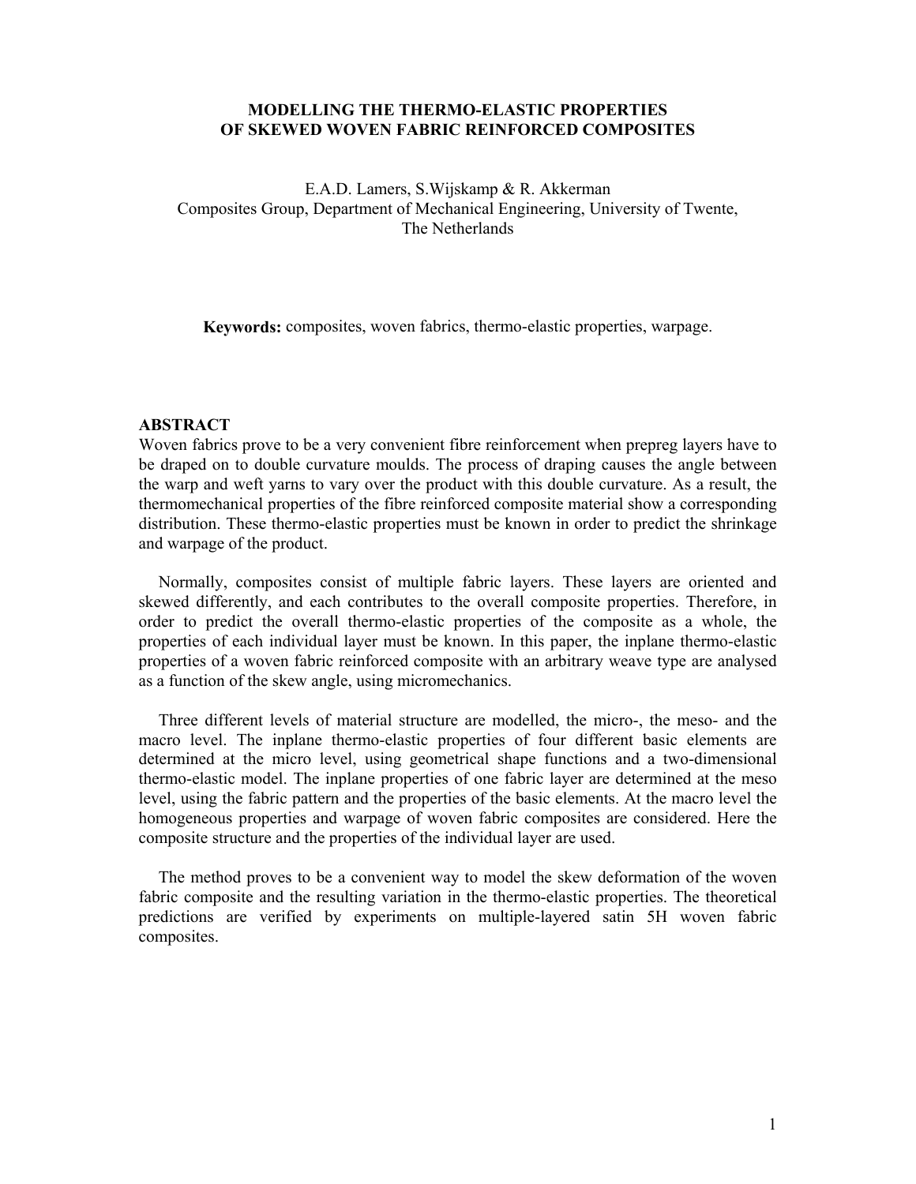# MODELLING THE THERMO-ELASTIC PROPERTIES OF SKEWED WOVEN FABRIC REINFORCED COMPOSITES

E.A.D. Lamers, S.Wijskamp & R. Akkerman
Composites Group, Department of Mechanical Engineering, University of Twente, The Netherlands

**Keywords:** composites, woven fabrics, thermo-elastic properties, warpage.

## ABSTRACT

Woven fabrics prove to be a very convenient fibre reinforcement when prepreg layers have to be draped on to double curvature moulds. The process of draping causes the angle between the warp and weft yarns to vary over the product with this double curvature. As a result, the thermomechanical properties of the fibre reinforced composite material show a corresponding distribution. These thermo-elastic properties must be known in order to predict the shrinkage and warpage of the product.

Normally, composites consist of multiple fabric layers. These layers are oriented and skewed differently, and each contributes to the overall composite properties. Therefore, in order to predict the overall thermo-elastic properties of the composite as a whole, the properties of each individual layer must be known. In this paper, the inplane thermo-elastic properties of a woven fabric reinforced composite with an arbitrary weave type are analysed as a function of the skew angle, using micromechanics.

Three different levels of material structure are modelled, the micro-, the meso- and the macro level. The inplane thermo-elastic properties of four different basic elements are determined at the micro level, using geometrical shape functions and a two-dimensional thermo-elastic model. The inplane properties of one fabric layer are determined at the meso level, using the fabric pattern and the properties of the basic elements. At the macro level the homogeneous properties and warpage of woven fabric composites are considered. Here the composite structure and the properties of the individual layer are used.

The method proves to be a convenient way to model the skew deformation of the woven fabric composite and the resulting variation in the thermo-elastic properties. The theoretical predictions are verified by experiments on multiple-layered satin 5H woven fabric composites.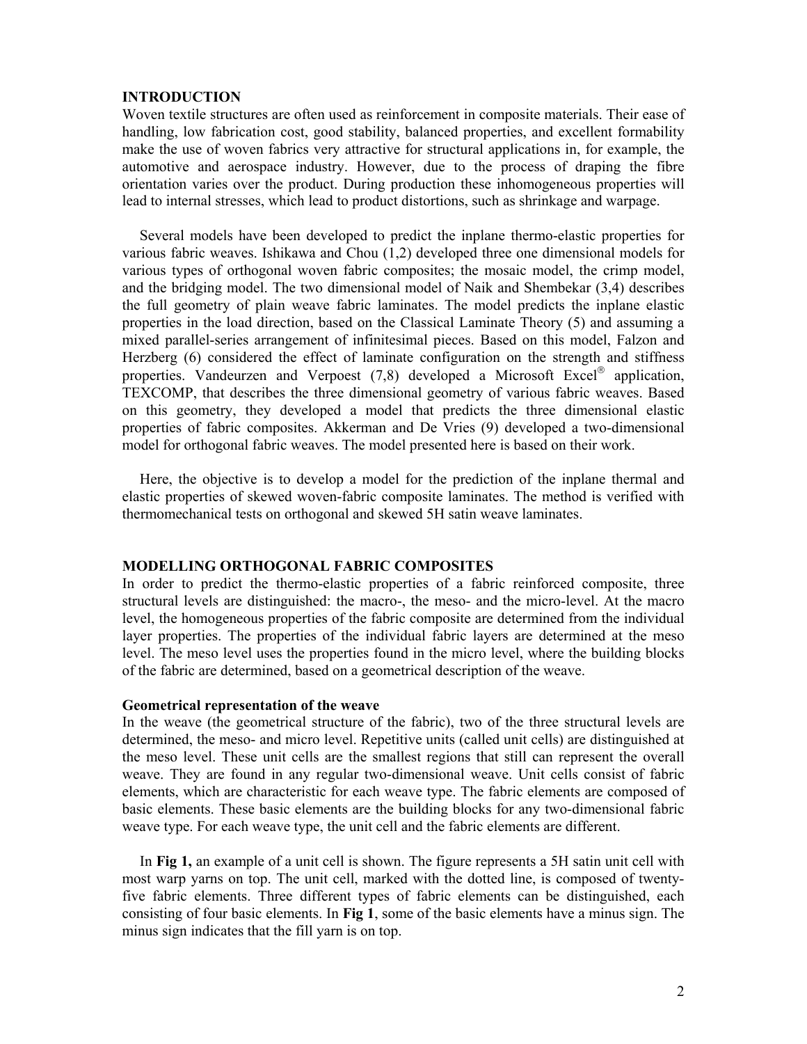## INTRODUCTION

Woven textile structures are often used as reinforcement in composite materials. Their ease of handling, low fabrication cost, good stability, balanced properties, and excellent formability make the use of woven fabrics very attractive for structural applications in, for example, the automotive and aerospace industry. However, due to the process of draping the fibre orientation varies over the product. During production these inhomogeneous properties will lead to internal stresses, which lead to product distortions, such as shrinkage and warpage.

Several models have been developed to predict the inplane thermo-elastic properties for various fabric weaves. Ishikawa and Chou (1,2) developed three one dimensional models for various types of orthogonal woven fabric composites; the mosaic model, the crimp model, and the bridging model. The two dimensional model of Naik and Shembekar (3,4) describes the full geometry of plain weave fabric laminates. The model predicts the inplane elastic properties in the load direction, based on the Classical Laminate Theory (5) and assuming a mixed parallel-series arrangement of infinitesimal pieces. Based on this model, Falzon and Herzberg (6) considered the effect of laminate configuration on the strength and stiffness properties. Vandeurzen and Verpoest (7,8) developed a Microsoft Excel® application, TEXCOMP, that describes the three dimensional geometry of various fabric weaves. Based on this geometry, they developed a model that predicts the three dimensional elastic properties of fabric composites. Akkerman and De Vries (9) developed a two-dimensional model for orthogonal fabric weaves. The model presented here is based on their work.

Here, the objective is to develop a model for the prediction of the inplane thermal and elastic properties of skewed woven-fabric composite laminates. The method is verified with thermomechanical tests on orthogonal and skewed 5H satin weave laminates.

## MODELLING ORTHOGONAL FABRIC COMPOSITES

In order to predict the thermo-elastic properties of a fabric reinforced composite, three structural levels are distinguished: the macro-, the meso- and the micro-level. At the macro level, the homogeneous properties of the fabric composite are determined from the individual layer properties. The properties of the individual fabric layers are determined at the meso level. The meso level uses the properties found in the micro level, where the building blocks of the fabric are determined, based on a geometrical description of the weave.

### Geometrical representation of the weave

In the weave (the geometrical structure of the fabric), two of the three structural levels are determined, the meso- and micro level. Repetitive units (called unit cells) are distinguished at the meso level. These unit cells are the smallest regions that still can represent the overall weave. They are found in any regular two-dimensional weave. Unit cells consist of fabric elements, which are characteristic for each weave type. The fabric elements are composed of basic elements. These basic elements are the building blocks for any two-dimensional fabric weave type. For each weave type, the unit cell and the fabric elements are different.

In **Fig 1,** an example of a unit cell is shown. The figure represents a 5H satin unit cell with most warp yarns on top. The unit cell, marked with the dotted line, is composed of twenty-five fabric elements. Three different types of fabric elements can be distinguished, each consisting of four basic elements. In **Fig 1**, some of the basic elements have a minus sign. The minus sign indicates that the fill yarn is on top.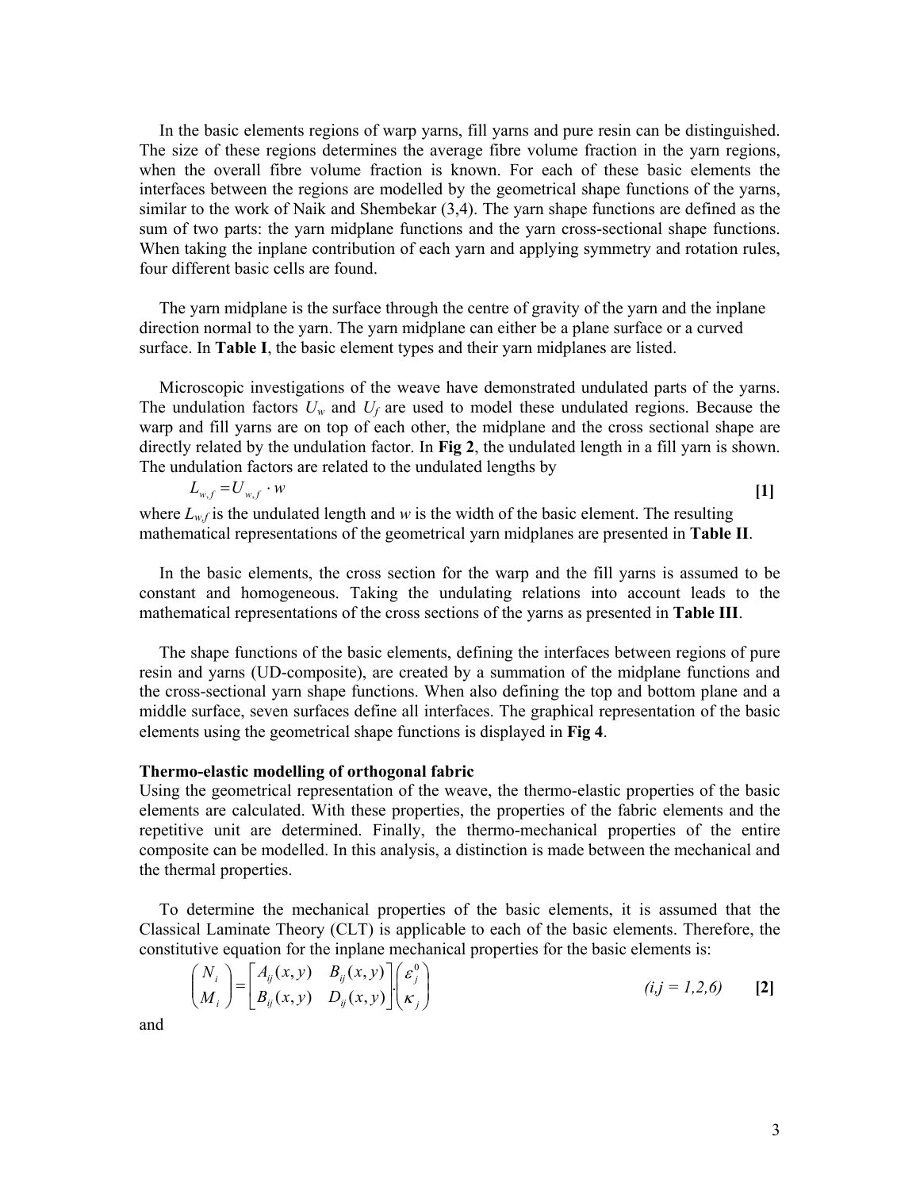In the basic elements regions of warp yarns, fill yarns and pure resin can be distinguished. The size of these regions determines the average fibre volume fraction in the yarn regions, when the overall fibre volume fraction is known. For each of these basic elements the interfaces between the regions are modelled by the geometrical shape functions of the yarns, similar to the work of Naik and Shembekar (3,4). The yarn shape functions are defined as the sum of two parts: the yarn midplane functions and the yarn cross-sectional shape functions. When taking the inplane contribution of each yarn and applying symmetry and rotation rules, four different basic cells are found.

The yarn midplane is the surface through the centre of gravity of the yarn and the inplane direction normal to the yarn. The yarn midplane can either be a plane surface or a curved surface. In **Table I**, the basic element types and their yarn midplanes are listed.

Microscopic investigations of the weave have demonstrated undulated parts of the yarns. The undulation factors $U_w$ and $U_f$ are used to model these undulated regions. Because the warp and fill yarns are on top of each other, the midplane and the cross sectional shape are directly related by the undulation factor. In **Fig 2**, the undulated length in a fill yarn is shown. The undulation factors are related to the undulated lengths by

$$L_{w,f} = U_{w,f} \cdot w \qquad \textbf{[1]}$$

where $L_{w,f}$ is the undulated length and $w$ is the width of the basic element. The resulting mathematical representations of the geometrical yarn midplanes are presented in **Table II**.

In the basic elements, the cross section for the warp and the fill yarns is assumed to be constant and homogeneous. Taking the undulating relations into account leads to the mathematical representations of the cross sections of the yarns as presented in **Table III**.

The shape functions of the basic elements, defining the interfaces between regions of pure resin and yarns (UD-composite), are created by a summation of the midplane functions and the cross-sectional yarn shape functions. When also defining the top and bottom plane and a middle surface, seven surfaces define all interfaces. The graphical representation of the basic elements using the geometrical shape functions is displayed in **Fig 4**.

**Thermo-elastic modelling of orthogonal fabric**

Using the geometrical representation of the weave, the thermo-elastic properties of the basic elements are calculated. With these properties, the properties of the fabric elements and the repetitive unit are determined. Finally, the thermo-mechanical properties of the entire composite can be modelled. In this analysis, a distinction is made between the mechanical and the thermal properties.

To determine the mechanical properties of the basic elements, it is assumed that the Classical Laminate Theory (CLT) is applicable to each of the basic elements. Therefore, the constitutive equation for the inplane mechanical properties for the basic elements is:

$$\begin{pmatrix} N_i \\ M_i \end{pmatrix} = \begin{bmatrix} A_{ij}(x,y) & B_{ij}(x,y) \\ B_{ij}(x,y) & D_{ij}(x,y) \end{bmatrix} \cdot \begin{pmatrix} \varepsilon_j^0 \\ \kappa_j \end{pmatrix} \qquad (i,j = 1,2,6) \qquad \textbf{[2]}$$

and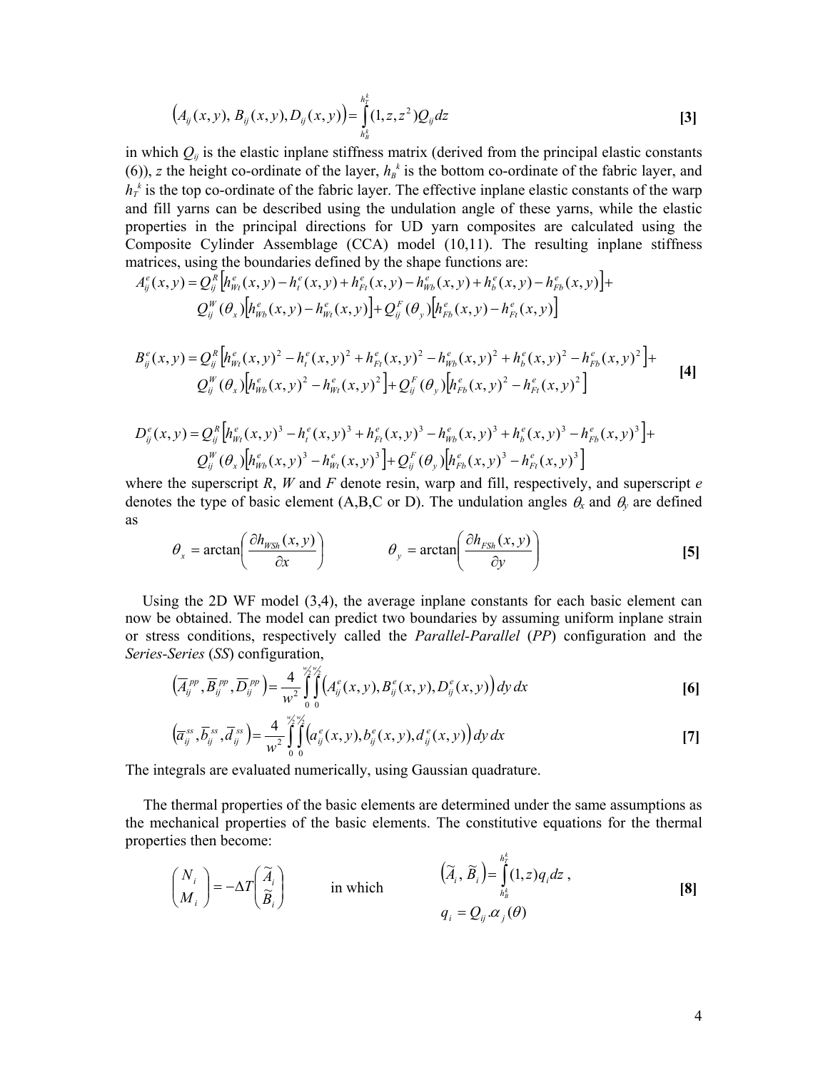$$\left(A_{ij}(x,y),\, B_{ij}(x,y), D_{ij}(x,y)\right) = \int_{h_B^k}^{h_T^k} (1, z, z^2) Q_{ij}\, dz \qquad \textbf{[3]}$$

in which $Q_{ij}$ is the elastic inplane stiffness matrix (derived from the principal elastic constants (6)), $z$ the height co-ordinate of the layer, $h_B^{\,k}$ is the bottom co-ordinate of the fabric layer, and $h_T^{\,k}$ is the top co-ordinate of the fabric layer. The effective inplane elastic constants of the warp and fill yarns can be described using the undulation angle of these yarns, while the elastic properties in the principal directions for UD yarn composites are calculated using the Composite Cylinder Assemblage (CCA) model (10,11). The resulting inplane stiffness matrices, using the boundaries defined by the shape functions are:

$$A_{ij}^e(x,y) = Q_{ij}^R \left[h_{Wt}^e(x,y) - h_t^e(x,y) + h_{Ft}^e(x,y) - h_{Wb}^e(x,y) + h_b^e(x,y) - h_{Fb}^e(x,y)\right] + Q_{ij}^W(\theta_x)\left[h_{Wb}^e(x,y) - h_{Wt}^e(x,y)\right] + Q_{ij}^F(\theta_y)\left[h_{Fb}^e(x,y) - h_{Ft}^e(x,y)\right]$$

$$B_{ij}^e(x,y) = Q_{ij}^R \left[h_{Wt}^e(x,y)^2 - h_t^e(x,y)^2 + h_{Ft}^e(x,y)^2 - h_{Wb}^e(x,y)^2 + h_b^e(x,y)^2 - h_{Fb}^e(x,y)^2\right] + Q_{ij}^W(\theta_x)\left[h_{Wb}^e(x,y)^2 - h_{Wt}^e(x,y)^2\right] + Q_{ij}^F(\theta_y)\left[h_{Fb}^e(x,y)^2 - h_{Ft}^e(x,y)^2\right] \qquad \textbf{[4]}$$

$$D_{ij}^e(x,y) = Q_{ij}^R \left[h_{Wt}^e(x,y)^3 - h_t^e(x,y)^3 + h_{Ft}^e(x,y)^3 - h_{Wb}^e(x,y)^3 + h_b^e(x,y)^3 - h_{Fb}^e(x,y)^3\right] + Q_{ij}^W(\theta_x)\left[h_{Wb}^e(x,y)^3 - h_{Wt}^e(x,y)^3\right] + Q_{ij}^F(\theta_y)\left[h_{Fb}^e(x,y)^3 - h_{Ft}^e(x,y)^3\right]$$

where the superscript $R$, $W$ and $F$ denote resin, warp and fill, respectively, and superscript $e$ denotes the type of basic element (A,B,C or D). The undulation angles $\theta_x$ and $\theta_y$ are defined as

$$\theta_x = \arctan\left(\frac{\partial h_{WSh}(x,y)}{\partial x}\right) \qquad \theta_y = \arctan\left(\frac{\partial h_{FSh}(x,y)}{\partial y}\right) \qquad \textbf{[5]}$$

Using the 2D WF model (3,4), the average inplane constants for each basic element can now be obtained. The model can predict two boundaries by assuming uniform inplane strain or stress conditions, respectively called the *Parallel-Parallel* (*PP*) configuration and the *Series-Series* (*SS*) configuration,

$$\left(\overline{A}_{ij}^{pp}, \overline{B}_{ij}^{pp}, \overline{D}_{ij}^{pp}\right) = \frac{4}{w^2} \int_0^{w/2}\int_0^{w/2} \left(A_{ij}^e(x,y), B_{ij}^e(x,y), D_{ij}^e(x,y)\right) dy\, dx \qquad \textbf{[6]}$$

$$\left(\overline{a}_{ij}^{ss}, \overline{b}_{ij}^{ss}, \overline{d}_{ij}^{ss}\right) = \frac{4}{w^2} \int_0^{w/2}\int_0^{w/2} \left(a_{ij}^e(x,y), b_{ij}^e(x,y), d_{ij}^e(x,y)\right) dy\, dx \qquad \textbf{[7]}$$

The integrals are evaluated numerically, using Gaussian quadrature.

The thermal properties of the basic elements are determined under the same assumptions as the mechanical properties of the basic elements. The constitutive equations for the thermal properties then become:

$$\begin{pmatrix} N_i \\ M_i \end{pmatrix} = -\Delta T \begin{pmatrix} \widetilde{A}_i \\ \widetilde{B}_i \end{pmatrix} \qquad \text{in which} \qquad \left(\widetilde{A}_i, \widetilde{B}_i\right) = \int_{h_B^k}^{h_T^k} (1, z) q_i\, dz\,, \quad q_i = Q_{ij} . \alpha_j(\theta) \qquad \textbf{[8]}$$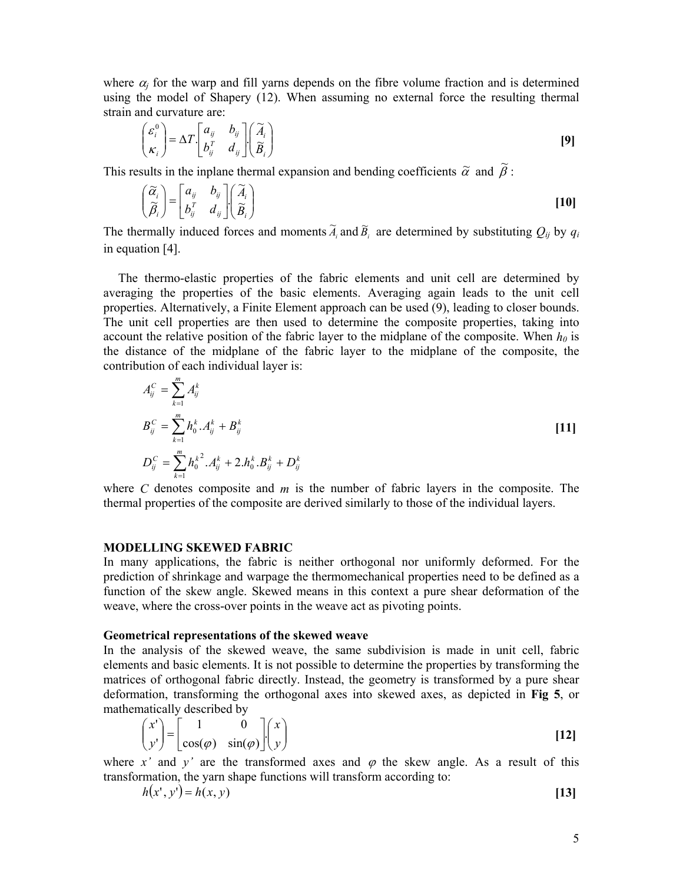where $\alpha_j$ for the warp and fill yarns depends on the fibre volume fraction and is determined using the model of Shapery (12). When assuming no external force the resulting thermal strain and curvature are:

$$\begin{pmatrix} \varepsilon_i^0 \\ \kappa_i \end{pmatrix} = \Delta T . \begin{bmatrix} a_{ij} & b_{ij} \\ b_{ij}^T & d_{ij} \end{bmatrix} . \begin{pmatrix} \widetilde{A}_i \\ \widetilde{B}_i \end{pmatrix} \quad \textbf{[9]}$$

This results in the inplane thermal expansion and bending coefficients $\widetilde{\alpha}$ and $\widetilde{\beta}$ :

$$\begin{pmatrix} \widetilde{\alpha}_i \\ \widetilde{\beta}_i \end{pmatrix} = \begin{bmatrix} a_{ij} & b_{ij} \\ b_{ij}^T & d_{ij} \end{bmatrix} . \begin{pmatrix} \widetilde{A}_i \\ \widetilde{B}_i \end{pmatrix} \quad \textbf{[10]}$$

The thermally induced forces and moments $\widetilde{A}_i$ and $\widetilde{B}_i$ are determined by substituting $Q_{ij}$ by $q_i$ in equation [4].

The thermo-elastic properties of the fabric elements and unit cell are determined by averaging the properties of the basic elements. Averaging again leads to the unit cell properties. Alternatively, a Finite Element approach can be used (9), leading to closer bounds. The unit cell properties are then used to determine the composite properties, taking into account the relative position of the fabric layer to the midplane of the composite. When $h_0$ is the distance of the midplane of the fabric layer to the midplane of the composite, the contribution of each individual layer is:

$$\begin{aligned} A_{ij}^C &= \sum_{k=1}^{m} A_{ij}^k \\ B_{ij}^C &= \sum_{k=1}^{m} h_0^k . A_{ij}^k + B_{ij}^k \\ D_{ij}^C &= \sum_{k=1}^{m} {h_0^k}^2 . A_{ij}^k + 2.h_0^k . B_{ij}^k + D_{ij}^k \end{aligned} \quad \textbf{[11]}$$

where $C$ denotes composite and $m$ is the number of fabric layers in the composite. The thermal properties of the composite are derived similarly to those of the individual layers.

## MODELLING SKEWED FABRIC

In many applications, the fabric is neither orthogonal nor uniformly deformed. For the prediction of shrinkage and warpage the thermomechanical properties need to be defined as a function of the skew angle. Skewed means in this context a pure shear deformation of the weave, where the cross-over points in the weave act as pivoting points.

### Geometrical representations of the skewed weave

In the analysis of the skewed weave, the same subdivision is made in unit cell, fabric elements and basic elements. It is not possible to determine the properties by transforming the matrices of orthogonal fabric directly. Instead, the geometry is transformed by a pure shear deformation, transforming the orthogonal axes into skewed axes, as depicted in **Fig 5**, or mathematically described by

$$\begin{pmatrix} x' \\ y' \end{pmatrix} = \begin{bmatrix} 1 & 0 \\ \cos(\varphi) & \sin(\varphi) \end{bmatrix} . \begin{pmatrix} x \\ y \end{pmatrix} \quad \textbf{[12]}$$

where $x'$ and $y'$ are the transformed axes and $\varphi$ the skew angle. As a result of this transformation, the yarn shape functions will transform according to:

$$h(x', y') = h(x, y) \quad \textbf{[13]}$$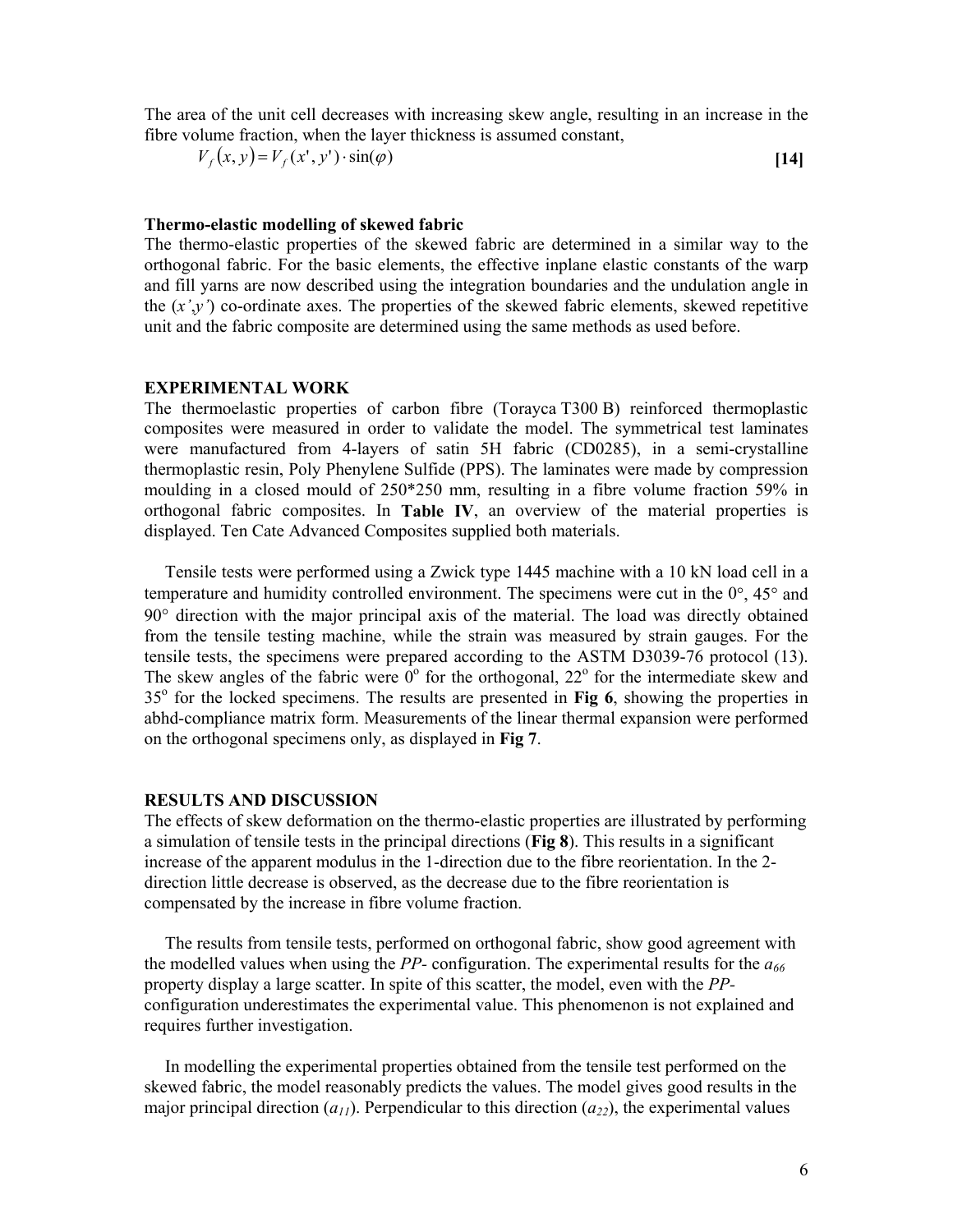The area of the unit cell decreases with increasing skew angle, resulting in an increase in the fibre volume fraction, when the layer thickness is assumed constant,

$$V_f(x,y) = V_f(x',y') \cdot \sin(\varphi) \qquad \textbf{[14]}$$

### Thermo-elastic modelling of skewed fabric

The thermo-elastic properties of the skewed fabric are determined in a similar way to the orthogonal fabric. For the basic elements, the effective inplane elastic constants of the warp and fill yarns are now described using the integration boundaries and the undulation angle in the ($x'$,$y'$) co-ordinate axes. The properties of the skewed fabric elements, skewed repetitive unit and the fabric composite are determined using the same methods as used before.

## EXPERIMENTAL WORK

The thermoelastic properties of carbon fibre (Torayca T300 B) reinforced thermoplastic composites were measured in order to validate the model. The symmetrical test laminates were manufactured from 4-layers of satin 5H fabric (CD0285), in a semi-crystalline thermoplastic resin, Poly Phenylene Sulfide (PPS). The laminates were made by compression moulding in a closed mould of 250*250 mm, resulting in a fibre volume fraction 59% in orthogonal fabric composites. In **Table IV**, an overview of the material properties is displayed. Ten Cate Advanced Composites supplied both materials.

Tensile tests were performed using a Zwick type 1445 machine with a 10 kN load cell in a temperature and humidity controlled environment. The specimens were cut in the 0°, 45° and 90° direction with the major principal axis of the material. The load was directly obtained from the tensile testing machine, while the strain was measured by strain gauges. For the tensile tests, the specimens were prepared according to the ASTM D3039-76 protocol (13). The skew angles of the fabric were 0° for the orthogonal, 22° for the intermediate skew and 35° for the locked specimens. The results are presented in **Fig 6**, showing the properties in abhd-compliance matrix form. Measurements of the linear thermal expansion were performed on the orthogonal specimens only, as displayed in **Fig 7**.

## RESULTS AND DISCUSSION

The effects of skew deformation on the thermo-elastic properties are illustrated by performing a simulation of tensile tests in the principal directions (**Fig 8**). This results in a significant increase of the apparent modulus in the 1-direction due to the fibre reorientation. In the 2-direction little decrease is observed, as the decrease due to the fibre reorientation is compensated by the increase in fibre volume fraction.

The results from tensile tests, performed on orthogonal fabric, show good agreement with the modelled values when using the *PP*- configuration. The experimental results for the $a_{66}$ property display a large scatter. In spite of this scatter, the model, even with the *PP*-configuration underestimates the experimental value. This phenomenon is not explained and requires further investigation.

In modelling the experimental properties obtained from the tensile test performed on the skewed fabric, the model reasonably predicts the values. The model gives good results in the major principal direction ($a_{11}$). Perpendicular to this direction ($a_{22}$), the experimental values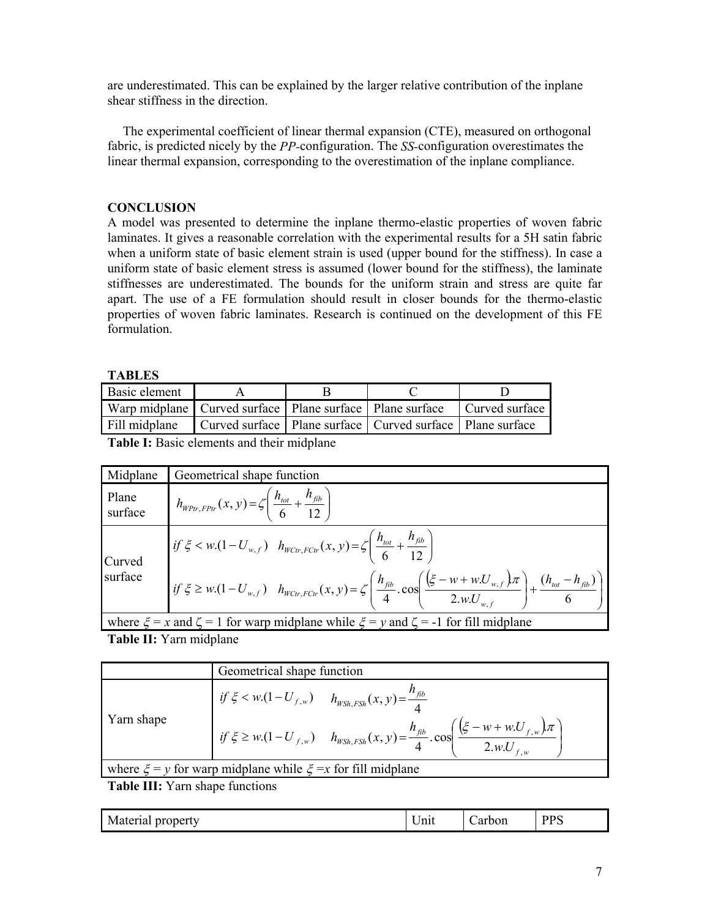are underestimated. This can be explained by the larger relative contribution of the inplane shear stiffness in the direction.

The experimental coefficient of linear thermal expansion (CTE), measured on orthogonal fabric, is predicted nicely by the *PP*-configuration. The *SS*-configuration overestimates the linear thermal expansion, corresponding to the overestimation of the inplane compliance.

## CONCLUSION

A model was presented to determine the inplane thermo-elastic properties of woven fabric laminates. It gives a reasonable correlation with the experimental results for a 5H satin fabric when a uniform state of basic element strain is used (upper bound for the stiffness). In case a uniform state of basic element stress is assumed (lower bound for the stiffness), the laminate stiffnesses are underestimated. The bounds for the uniform strain and stress are quite far apart. The use of a FE formulation should result in closer bounds for the thermo-elastic properties of woven fabric laminates. Research is continued on the development of this FE formulation.

## TABLES

| Basic element | A | B | C | D |
|---|---|---|---|---|
| Warp midplane | Curved surface | Plane surface | Plane surface | Curved surface |
| Fill midplane | Curved surface | Plane surface | Curved surface | Plane surface |

**Table I:** Basic elements and their midplane

| Midplane | Geometrical shape function |
|---|---|
| Plane surface | $h_{WPtr,FPtr}(x,y) = \zeta\left(\dfrac{h_{tot}}{6} + \dfrac{h_{fib}}{12}\right)$ |
| Curved surface | $if\ \xi < w.(1-U_{w,f})\quad h_{WCtr,FCtr}(x,y) = \zeta\left(\dfrac{h_{tot}}{6} + \dfrac{h_{fib}}{12}\right)$ <br> $if\ \xi \geq w.(1-U_{w,f})\quad h_{WCtr,FCtr}(x,y) = \zeta\left(\dfrac{h_{fib}}{4}.\cos\left(\dfrac{(\xi - w + w.U_{w,f}).\pi}{2.w.U_{w,f}}\right) + \dfrac{(h_{tot} - h_{fib})}{6}\right)$ |
| where $\xi = x$ and $\zeta = 1$ for warp midplane while $\xi = y$ and $\zeta = -1$ for fill midplane | |

**Table II:** Yarn midplane

| | Geometrical shape function |
|---|---|
| Yarn shape | $if\ \xi < w.(1-U_{f,w})\quad h_{WSh,FSh}(x,y) = \dfrac{h_{fib}}{4}$ <br> $if\ \xi \geq w.(1-U_{f,w})\quad h_{WSh,FSh}(x,y) = \dfrac{h_{fib}}{4}.\cos\left(\dfrac{(\xi - w + w.U_{f,w}).\pi}{2.w.U_{f,w}}\right)$ |
| where $\xi = y$ for warp midplane while $\xi = x$ for fill midplane | |

**Table III:** Yarn shape functions

| Material property | Unit | Carbon | PPS |
|---|---|---|---|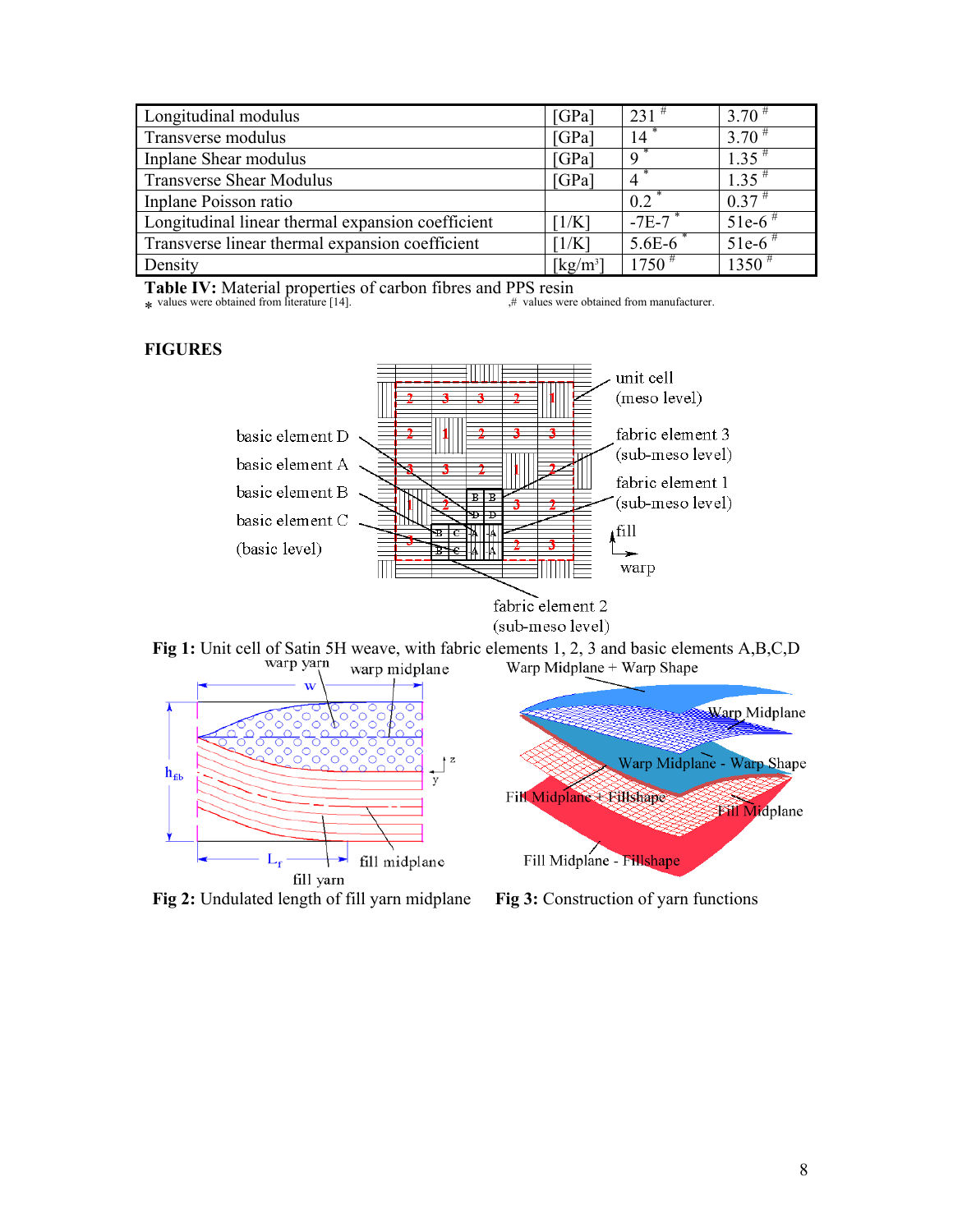| Longitudinal modulus | [GPa] | 231 [#] | 3.70 [#] |
|---|---|---|---|
| Transverse modulus | [GPa] | 14 [*] | 3.70 [#] |
| Inplane Shear modulus | [GPa] | 9 [*] | 1.35 [#] |
| Transverse Shear Modulus | [GPa] | 4 [*] | 1.35 [#] |
| Inplane Poisson ratio | | 0.2 [*] | 0.37 [#] |
| Longitudinal linear thermal expansion coefficient | [1/K] | -7E-7 [*] | 51e-6 [#] |
| Transverse linear thermal expansion coefficient | [1/K] | 5.6E-6 [*] | 51e-6 [#] |
| Density | [kg/m³] | 1750 [#] | 1350 [#] |

**Table IV:** Material properties of carbon fibres and PPS resin

\* values were obtained from literature [14]. ,# values were obtained from manufacturer.

## FIGURES

**Fig 1:** Unit cell of Satin 5H weave, with fabric elements 1, 2, 3 and basic elements A,B,C,D

**Fig 2:** Undulated length of fill yarn midplane

**Fig 3:** Construction of yarn functions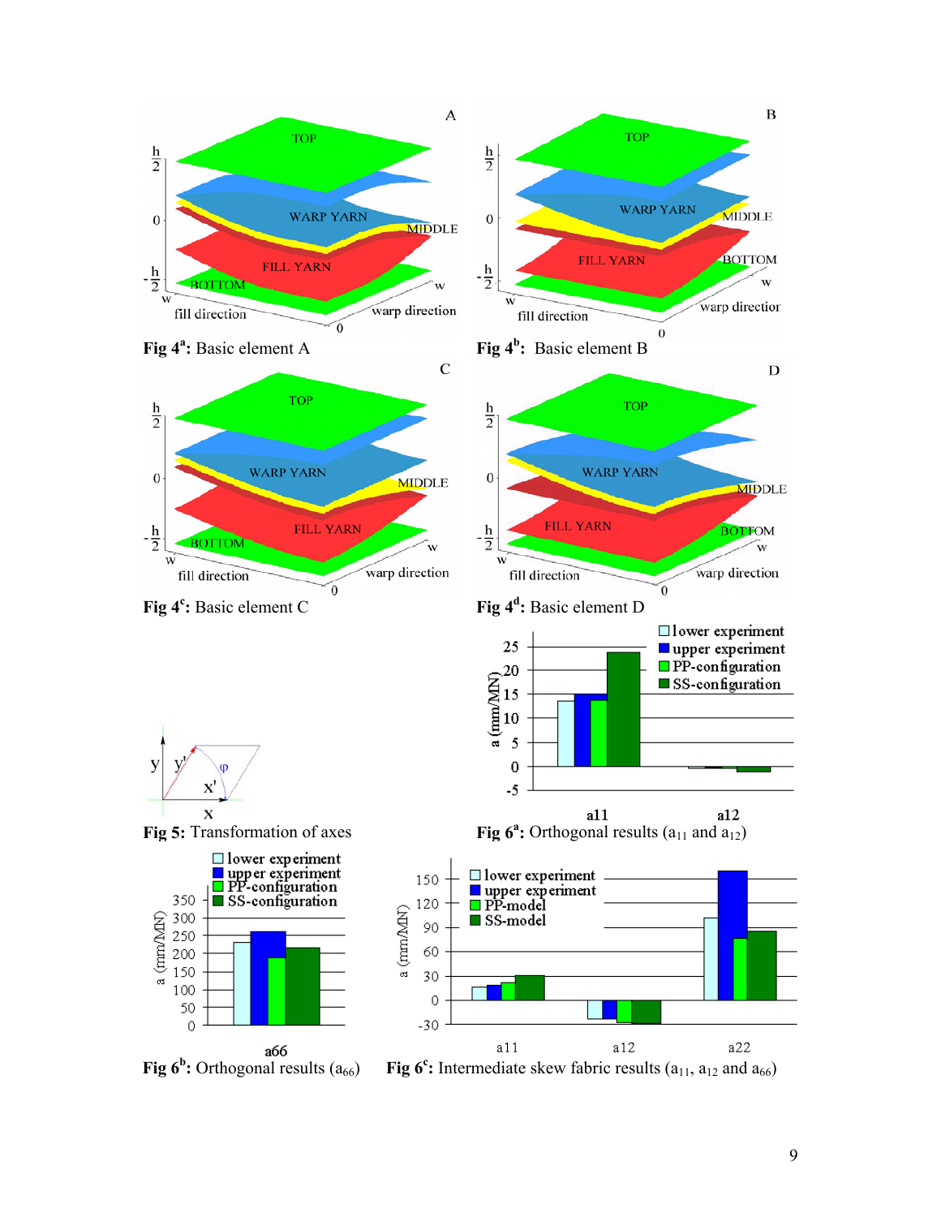Fig 4[a]: Basic element A

Fig 4[b]: Basic element B

Fig 4[c]: Basic element C

Fig 4[d]: Basic element D

Fig 5: Transformation of axes

Fig 6[a]: Orthogonal results ($a_{11}$ and $a_{12}$)

Fig 6[b]: Orthogonal results ($a_{66}$)

Fig 6[c]: Intermediate skew fabric results ($a_{11}$, $a_{12}$ and $a_{66}$)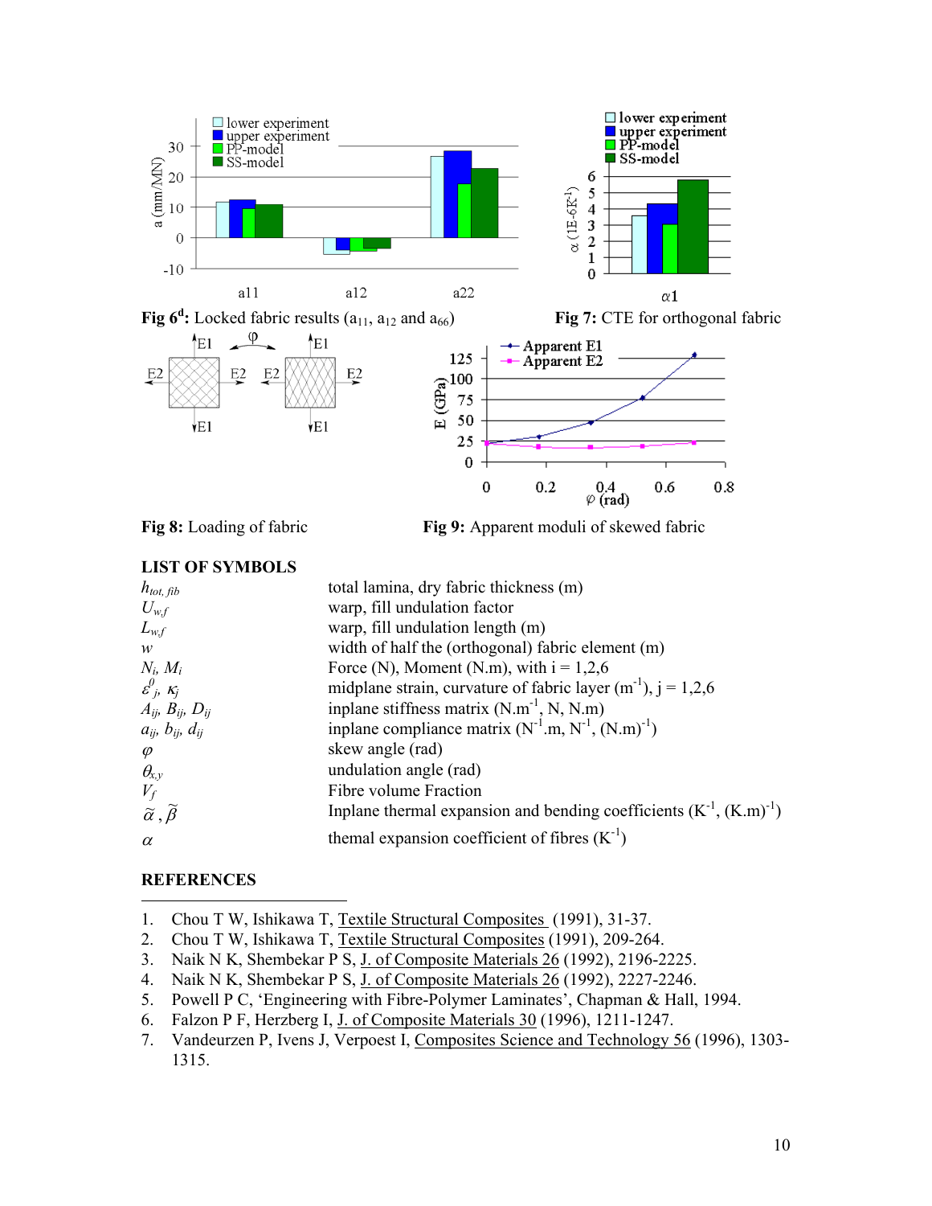Fig 6[d]: Locked fabric results ($a_{11}$, $a_{12}$ and $a_{66}$)

Fig 7: CTE for orthogonal fabric

Fig 8: Loading of fabric

Fig 9: Apparent moduli of skewed fabric

## LIST OF SYMBOLS

| | |
|---|---|
| $h_{tot,\,fib}$ | total lamina, dry fabric thickness (m) |
| $U_{w,f}$ | warp, fill undulation factor |
| $L_{w,f}$ | warp, fill undulation length (m) |
| $w$ | width of half the (orthogonal) fabric element (m) |
| $N_i$, $M_i$ | Force (N), Moment (N.m), with i = 1,2,6 |
| $\varepsilon^0_j$, $\kappa_j$ | midplane strain, curvature of fabric layer ($m^{-1}$), j = 1,2,6 |
| $A_{ij}$, $B_{ij}$, $D_{ij}$ | inplane stiffness matrix ($N.m^{-1}$, N, N.m) |
| $a_{ij}$, $b_{ij}$, $d_{ij}$ | inplane compliance matrix ($N^{-1}.m$, $N^{-1}$, $(N.m)^{-1}$) |
| $\varphi$ | skew angle (rad) |
| $\theta_{x,y}$ | undulation angle (rad) |
| $V_f$ | Fibre volume Fraction |
| $\tilde{\alpha}$, $\tilde{\beta}$ | Inplane thermal expansion and bending coefficients ($K^{-1}$, $(K.m)^{-1}$) |
| $\alpha$ | themal expansion coefficient of fibres ($K^{-1}$) |

## REFERENCES

1. Chou T W, Ishikawa T, Textile Structural Composites (1991), 31-37.
2. Chou T W, Ishikawa T, Textile Structural Composites (1991), 209-264.
3. Naik N K, Shembekar P S, J. of Composite Materials 26 (1992), 2196-2225.
4. Naik N K, Shembekar P S, J. of Composite Materials 26 (1992), 2227-2246.
5. Powell P C, 'Engineering with Fibre-Polymer Laminates', Chapman & Hall, 1994.
6. Falzon P F, Herzberg I, J. of Composite Materials 30 (1996), 1211-1247.
7. Vandeurzen P, Ivens J, Verpoest I, Composites Science and Technology 56 (1996), 1303-1315.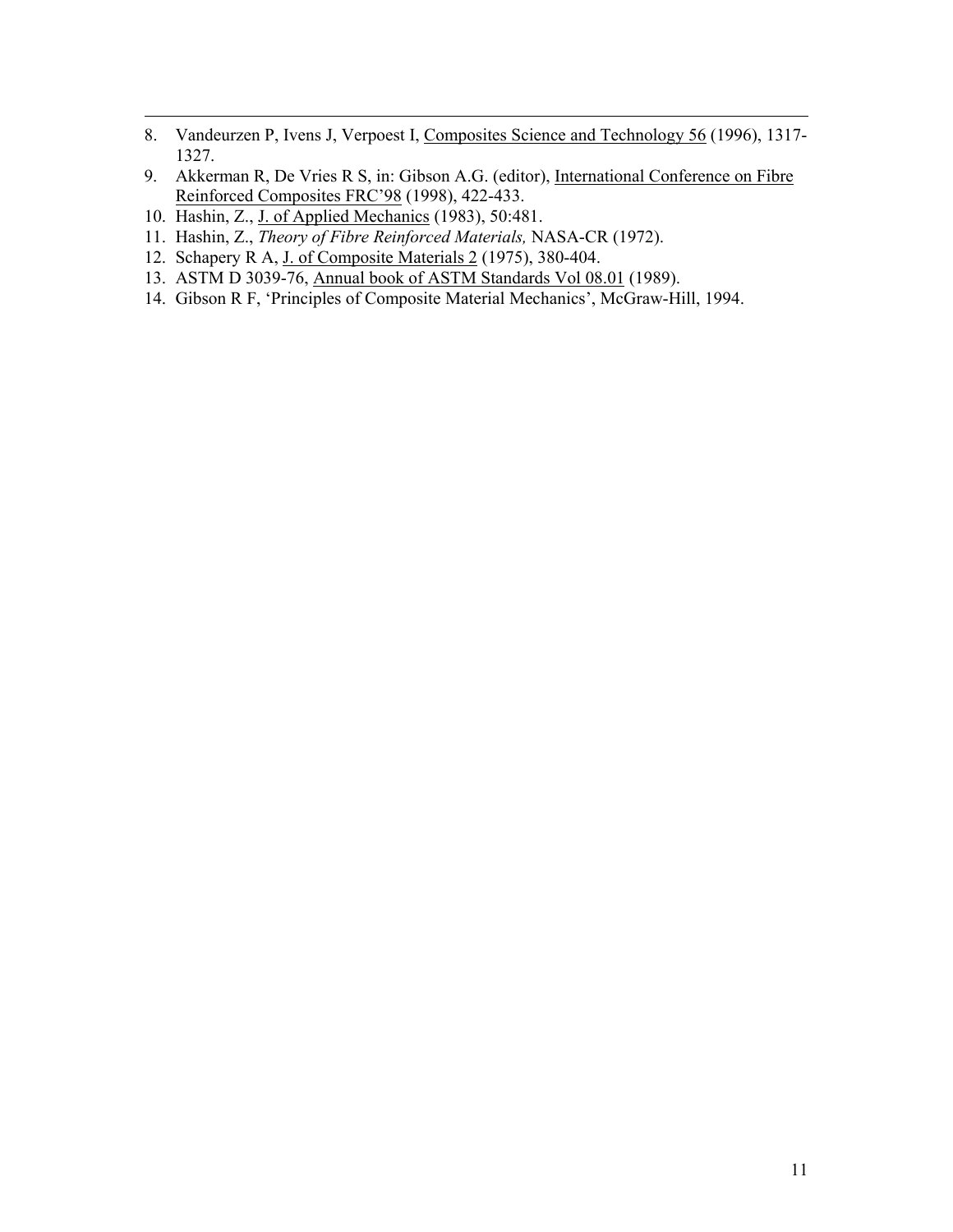8. Vandeurzen P, Ivens J, Verpoest I, Composites Science and Technology 56 (1996), 1317-1327.
9. Akkerman R, De Vries R S, in: Gibson A.G. (editor), International Conference on Fibre Reinforced Composites FRC'98 (1998), 422-433.
10. Hashin, Z., J. of Applied Mechanics (1983), 50:481.
11. Hashin, Z., *Theory of Fibre Reinforced Materials,* NASA-CR (1972).
12. Schapery R A, J. of Composite Materials 2 (1975), 380-404.
13. ASTM D 3039-76, Annual book of ASTM Standards Vol 08.01 (1989).
14. Gibson R F, 'Principles of Composite Material Mechanics', McGraw-Hill, 1994.